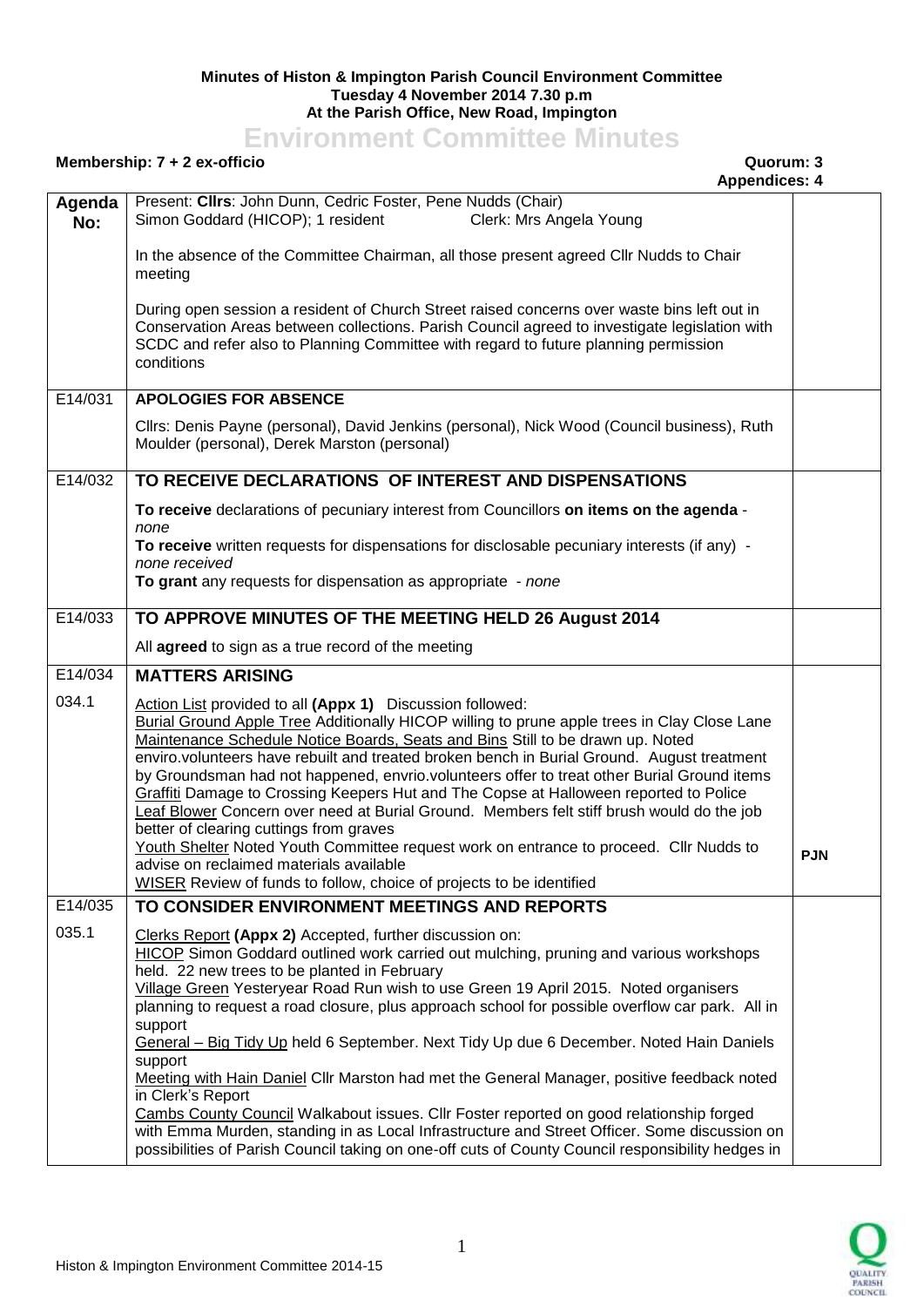**Minutes of Histon & Impington Parish Council Environment Committee**
**Tuesday 4 November 2014 7.30 p.m**
**At the Parish Office, New Road, Impington**

# Environment Committee Minutes

**Membership: 7 + 2 ex-officio** **Quorum: 3**
**Appendices: 4**

| Agenda No: | | |
|---|---|---|
| | Present: **Cllrs**: John Dunn, Cedric Foster, Pene Nudds (Chair)<br>Simon Goddard (HICOP); 1 resident Clerk: Mrs Angela Young<br><br>In the absence of the Committee Chairman, all those present agreed Cllr Nudds to Chair meeting<br><br>During open session a resident of Church Street raised concerns over waste bins left out in Conservation Areas between collections. Parish Council agreed to investigate legislation with SCDC and refer also to Planning Committee with regard to future planning permission conditions | |
| E14/031 | **APOLOGIES FOR ABSENCE**<br><br>Cllrs: Denis Payne (personal), David Jenkins (personal), Nick Wood (Council business), Ruth Moulder (personal), Derek Marston (personal) | |
| E14/032 | **TO RECEIVE DECLARATIONS OF INTEREST AND DISPENSATIONS**<br><br>**To receive** declarations of pecuniary interest from Councillors **on items on the agenda** - *none*<br>**To receive** written requests for dispensations for disclosable pecuniary interests (if any) - *none received*<br>**To grant** any requests for dispensation as appropriate - *none* | |
| E14/033 | **TO APPROVE MINUTES OF THE MEETING HELD 26 August 2014**<br><br>All **agreed** to sign as a true record of the meeting | |
| E14/034 | **MATTERS ARISING** | |
| 034.1 | Action List provided to all **(Appx 1)** Discussion followed:<br>Burial Ground Apple Tree Additionally HICOP willing to prune apple trees in Clay Close Lane<br>Maintenance Schedule Notice Boards, Seats and Bins Still to be drawn up. Noted enviro.volunteers have rebuilt and treated broken bench in Burial Ground. August treatment by Groundsman had not happened, envrio.volunteers offer to treat other Burial Ground items<br>Graffiti Damage to Crossing Keepers Hut and The Copse at Halloween reported to Police<br>Leaf Blower Concern over need at Burial Ground. Members felt stiff brush would do the job better of clearing cuttings from graves<br>Youth Shelter Noted Youth Committee request work on entrance to proceed. Cllr Nudds to advise on reclaimed materials available<br>WISER Review of funds to follow, choice of projects to be identified | **PJN** |
| E14/035 | **TO CONSIDER ENVIRONMENT MEETINGS AND REPORTS** | |
| 035.1 | Clerks Report **(Appx 2)** Accepted, further discussion on:<br>HICOP Simon Goddard outlined work carried out mulching, pruning and various workshops held. 22 new trees to be planted in February<br>Village Green Yesteryear Road Run wish to use Green 19 April 2015. Noted organisers planning to request a road closure, plus approach school for possible overflow car park. All in support<br>General – Big Tidy Up held 6 September. Next Tidy Up due 6 December. Noted Hain Daniels support<br>Meeting with Hain Daniel Cllr Marston had met the General Manager, positive feedback noted in Clerk's Report<br>Cambs County Council Walkabout issues. Cllr Foster reported on good relationship forged with Emma Murden, standing in as Local Infrastructure and Street Officer. Some discussion on possibilities of Parish Council taking on one-off cuts of County Council responsibility hedges in | |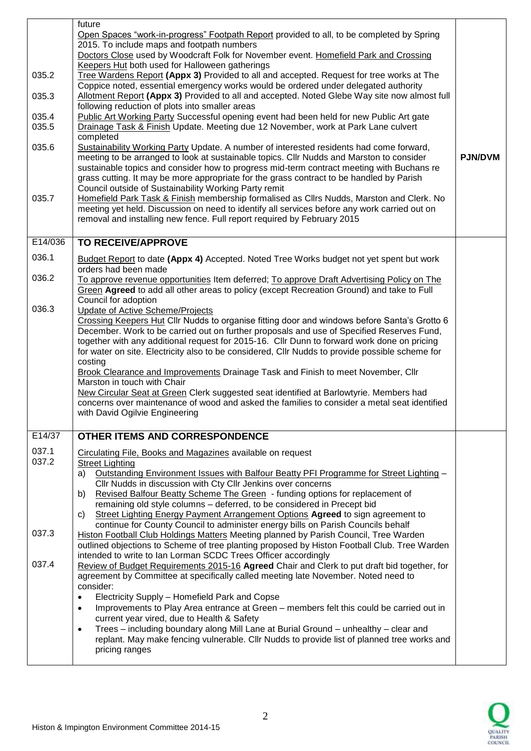| | | |
|---|---|---|
| | future<br>Open Spaces "work-in-progress" Footpath Report provided to all, to be completed by Spring 2015. To include maps and footpath numbers<br>Doctors Close used by Woodcraft Folk for November event. Homefield Park and Crossing Keepers Hut both used for Halloween gatherings | |
| 035.2 | Tree Wardens Report **(Appx 3)** Provided to all and accepted. Request for tree works at The Coppice noted, essential emergency works would be ordered under delegated authority | |
| 035.3 | Allotment Report **(Appx 3)** Provided to all and accepted. Noted Glebe Way site now almost full following reduction of plots into smaller areas | |
| 035.4 | Public Art Working Party Successful opening event had been held for new Public Art gate | |
| 035.5 | Drainage Task & Finish Update. Meeting due 12 November, work at Park Lane culvert completed | |
| 035.6 | Sustainability Working Party Update. A number of interested residents had come forward, meeting to be arranged to look at sustainable topics. Cllr Nudds and Marston to consider sustainable topics and consider how to progress mid-term contract meeting with Buchans re grass cutting. It may be more appropriate for the grass contract to be handled by Parish Council outside of Sustainability Working Party remit | **PJN/DVM** |
| 035.7 | Homefield Park Task & Finish membership formalised as Cllrs Nudds, Marston and Clerk. No meeting yet held. Discussion on need to identify all services before any work carried out on removal and installing new fence. Full report required by February 2015 | |
| **E14/036** | **TO RECEIVE/APPROVE** | |
| 036.1 | Budget Report to date **(Appx 4)** Accepted. Noted Tree Works budget not yet spent but work orders had been made | |
| 036.2 | To approve revenue opportunities Item deferred; To approve Draft Advertising Policy on The Green **Agreed** to add all other areas to policy (except Recreation Ground) and take to Full Council for adoption | |
| 036.3 | Update of Active Scheme/Projects<br>Crossing Keepers Hut Cllr Nudds to organise fitting door and windows before Santa's Grotto 6 December. Work to be carried out on further proposals and use of Specified Reserves Fund, together with any additional request for 2015-16. Cllr Dunn to forward work done on pricing for water on site. Electricity also to be considered, Cllr Nudds to provide possible scheme for costing<br>Brook Clearance and Improvements Drainage Task and Finish to meet November, Cllr Marston in touch with Chair<br>New Circular Seat at Green Clerk suggested seat identified at Barlowtyrie. Members had concerns over maintenance of wood and asked the families to consider a metal seat identified with David Ogilvie Engineering | |
| **E14/37** | **OTHER ITEMS AND CORRESPONDENCE** | |
| 037.1 | Circulating File, Books and Magazines available on request | |
| 037.2 | Street Lighting<br>a) Outstanding Environment Issues with Balfour Beatty PFI Programme for Street Lighting – Cllr Nudds in discussion with Cty Cllr Jenkins over concerns<br>b) Revised Balfour Beatty Scheme The Green - funding options for replacement of remaining old style columns – deferred, to be considered in Precept bid<br>c) Street Lighting Energy Payment Arrangement Options **Agreed** to sign agreement to continue for County Council to administer energy bills on Parish Councils behalf | |
| 037.3 | Histon Football Club Holdings Matters Meeting planned by Parish Council, Tree Warden outlined objections to Scheme of tree planting proposed by Histon Football Club. Tree Warden intended to write to Ian Lorman SCDC Trees Officer accordingly | |
| 037.4 | Review of Budget Requirements 2015-16 **Agreed** Chair and Clerk to put draft bid together, for agreement by Committee at specifically called meeting late November. Noted need to consider:<br>• Electricity Supply – Homefield Park and Copse<br>• Improvements to Play Area entrance at Green – members felt this could be carried out in current year vired, due to Health & Safety<br>• Trees – including boundary along Mill Lane at Burial Ground – unhealthy – clear and replant. May make fencing vulnerable. Cllr Nudds to provide list of planned tree works and pricing ranges | |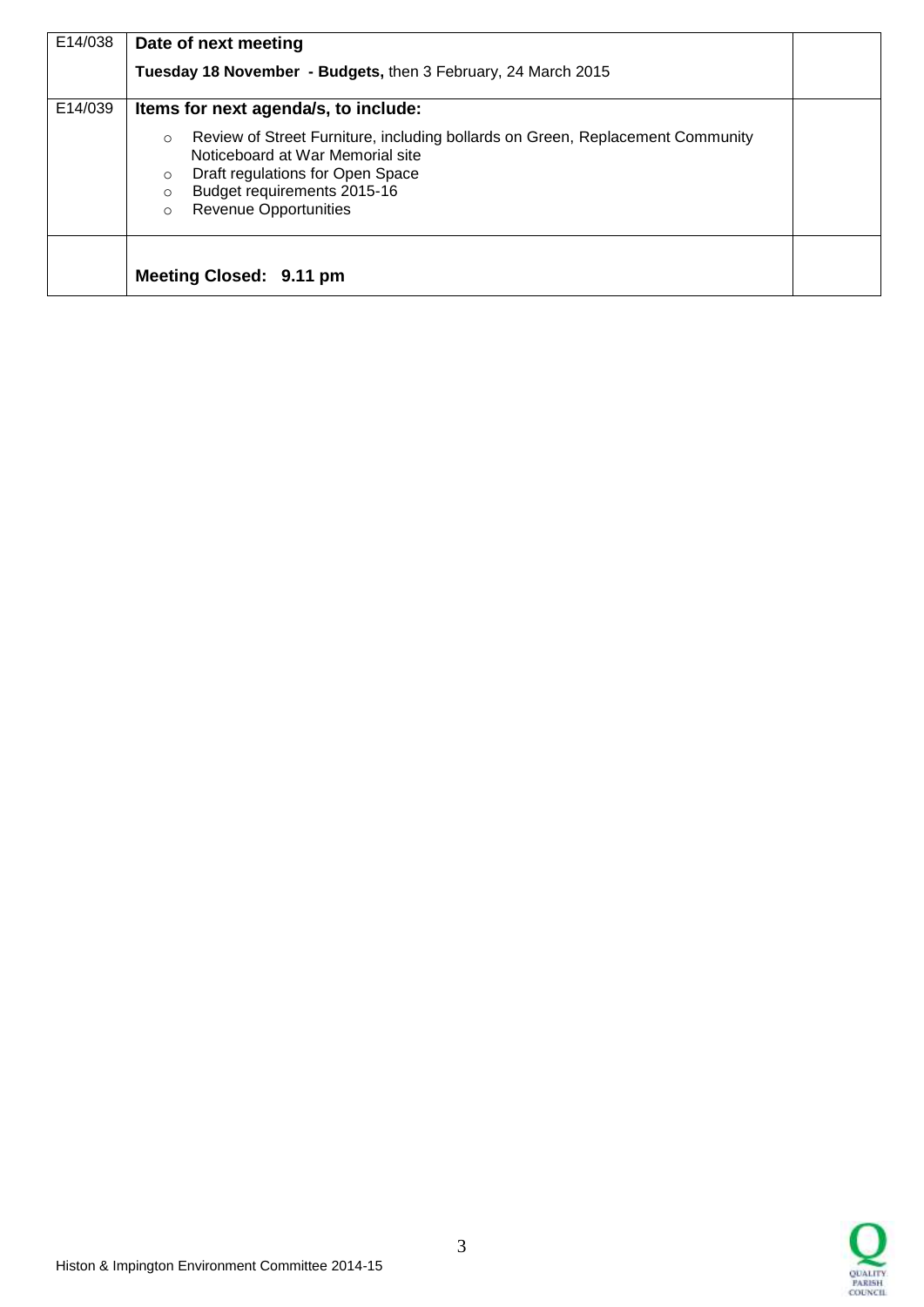| | | |
|---|---|---|
| E14/038 | **Date of next meeting**<br><br>**Tuesday 18 November - Budgets,** then 3 February, 24 March 2015 | |
| E14/039 | **Items for next agenda/s, to include:**<br><br>○ Review of Street Furniture, including bollards on Green, Replacement Community Noticeboard at War Memorial site<br>○ Draft regulations for Open Space<br>○ Budget requirements 2015-16<br>○ Revenue Opportunities | |
| | **Meeting Closed: 9.11 pm** | |